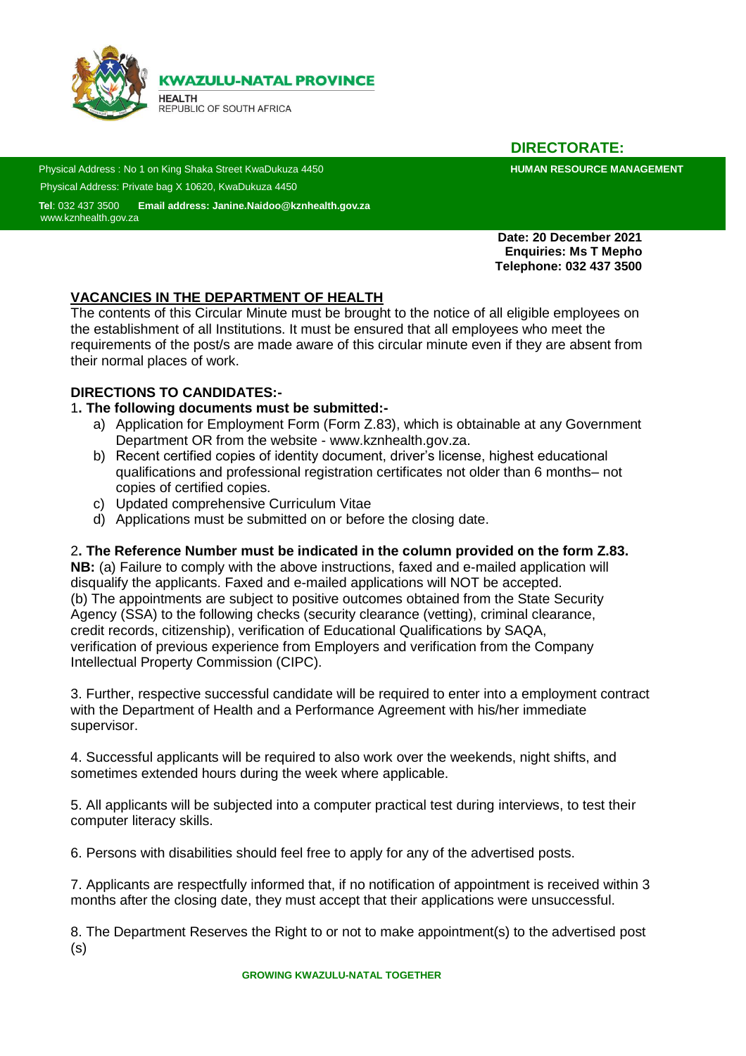**KWAZULU-NATAL PROVINCE**

HEALTH
REPUBLIC OF SOUTH AFRICA

**DIRECTORATE:**

**HUMAN RESOURCE MANAGEMENT**

Physical Address : No 1 on King Shaka Street KwaDukuza 4450
Physical Address: Private bag X 10620, KwaDukuza 4450
**Tel**: 032 437 3500 **Email address: Janine.Naidoo@kznhealth.gov.za**
www.kznhealth.gov.za

**Date: 20 December 2021**
**Enquiries: Ms T Mepho**
**Telephone: 032 437 3500**

## VACANCIES IN THE DEPARTMENT OF HEALTH

The contents of this Circular Minute must be brought to the notice of all eligible employees on the establishment of all Institutions. It must be ensured that all employees who meet the requirements of the post/s are made aware of this circular minute even if they are absent from their normal places of work.

**DIRECTIONS TO CANDIDATES:-**

1**. The following documents must be submitted:-**

a) Application for Employment Form (Form Z.83), which is obtainable at any Government Department OR from the website - www.kznhealth.gov.za.
b) Recent certified copies of identity document, driver's license, highest educational qualifications and professional registration certificates not older than 6 months– not copies of certified copies.
c) Updated comprehensive Curriculum Vitae
d) Applications must be submitted on or before the closing date.

2**. The Reference Number must be indicated in the column provided on the form Z.83.**

**NB:** (a) Failure to comply with the above instructions, faxed and e-mailed application will disqualify the applicants. Faxed and e-mailed applications will NOT be accepted.
(b) The appointments are subject to positive outcomes obtained from the State Security Agency (SSA) to the following checks (security clearance (vetting), criminal clearance, credit records, citizenship), verification of Educational Qualifications by SAQA, verification of previous experience from Employers and verification from the Company Intellectual Property Commission (CIPC).

3. Further, respective successful candidate will be required to enter into a employment contract with the Department of Health and a Performance Agreement with his/her immediate supervisor.

4. Successful applicants will be required to also work over the weekends, night shifts, and sometimes extended hours during the week where applicable.

5. All applicants will be subjected into a computer practical test during interviews, to test their computer literacy skills.

6. Persons with disabilities should feel free to apply for any of the advertised posts.

7. Applicants are respectfully informed that, if no notification of appointment is received within 3 months after the closing date, they must accept that their applications were unsuccessful.

8. The Department Reserves the Right to or not to make appointment(s) to the advertised post (s)

**GROWING KWAZULU-NATAL TOGETHER**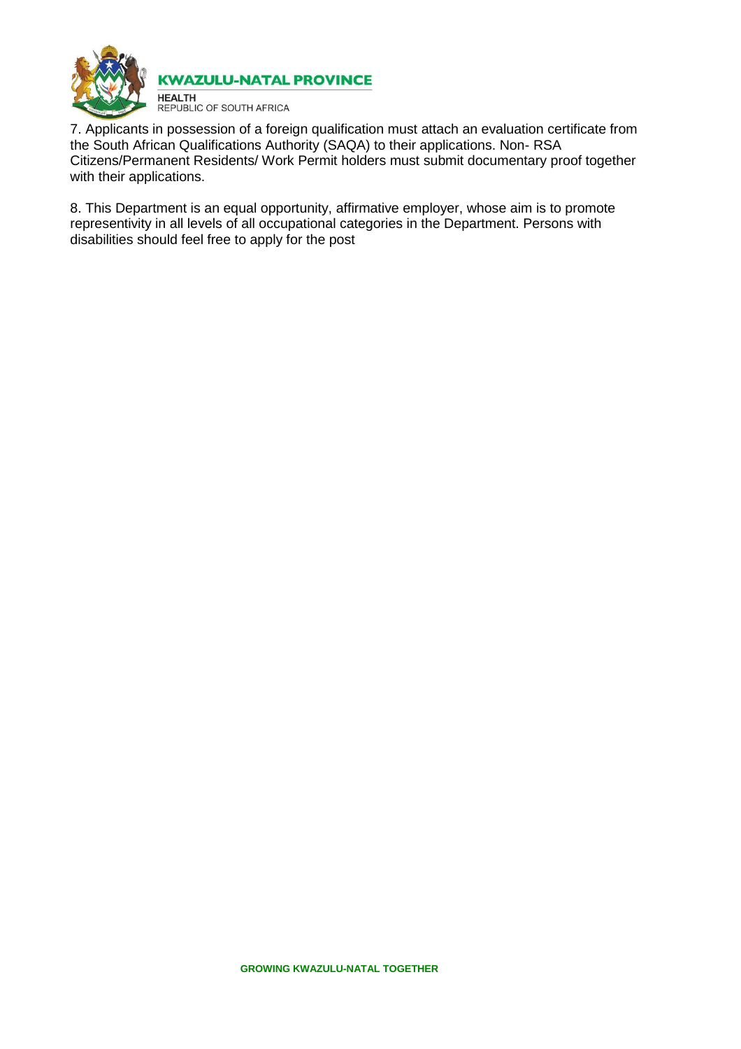7. Applicants in possession of a foreign qualification must attach an evaluation certificate from the South African Qualifications Authority (SAQA) to their applications. Non- RSA Citizens/Permanent Residents/ Work Permit holders must submit documentary proof together with their applications.

8. This Department is an equal opportunity, affirmative employer, whose aim is to promote representivity in all levels of all occupational categories in the Department. Persons with disabilities should feel free to apply for the post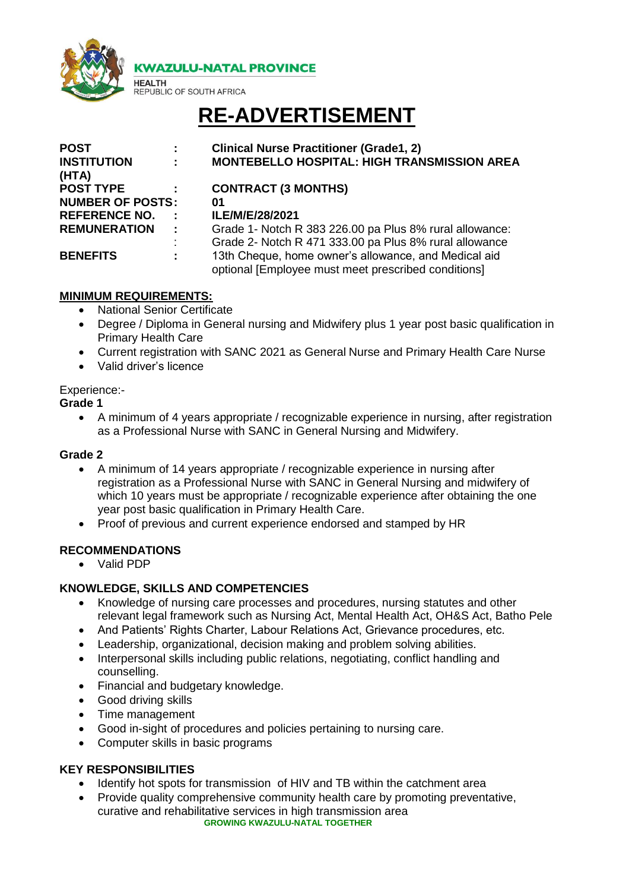KWAZULU-NATAL PROVINCE

HEALTH
REPUBLIC OF SOUTH AFRICA

# RE-ADVERTISEMENT

**POST** : **Clinical Nurse Practitioner (Grade1, 2)**
**INSTITUTION** : **MONTEBELLO HOSPITAL: HIGH TRANSMISSION AREA (HTA)**
**POST TYPE** : **CONTRACT (3 MONTHS)**
**NUMBER OF POSTS**: **01**
**REFERENCE NO.** : **ILE/M/E/28/2021**
**REMUNERATION** : Grade 1- Notch R 383 226.00 pa Plus 8% rural allowance:
: Grade 2- Notch R 471 333.00 pa Plus 8% rural allowance
**BENEFITS** : 13th Cheque, home owner's allowance, and Medical aid optional [Employee must meet prescribed conditions]

**MINIMUM REQUIREMENTS:**

- National Senior Certificate
- Degree / Diploma in General nursing and Midwifery plus 1 year post basic qualification in Primary Health Care
- Current registration with SANC 2021 as General Nurse and Primary Health Care Nurse
- Valid driver's licence

Experience:-

**Grade 1**

- A minimum of 4 years appropriate / recognizable experience in nursing, after registration as a Professional Nurse with SANC in General Nursing and Midwifery.

**Grade 2**

- A minimum of 14 years appropriate / recognizable experience in nursing after registration as a Professional Nurse with SANC in General Nursing and midwifery of which 10 years must be appropriate / recognizable experience after obtaining the one year post basic qualification in Primary Health Care.
- Proof of previous and current experience endorsed and stamped by HR

**RECOMMENDATIONS**

- Valid PDP

**KNOWLEDGE, SKILLS AND COMPETENCIES**

- Knowledge of nursing care processes and procedures, nursing statutes and other relevant legal framework such as Nursing Act, Mental Health Act, OH&S Act, Batho Pele
- And Patients' Rights Charter, Labour Relations Act, Grievance procedures, etc.
- Leadership, organizational, decision making and problem solving abilities.
- Interpersonal skills including public relations, negotiating, conflict handling and counselling.
- Financial and budgetary knowledge.
- Good driving skills
- Time management
- Good in-sight of procedures and policies pertaining to nursing care.
- Computer skills in basic programs

**KEY RESPONSIBILITIES**

- Identify hot spots for transmission of HIV and TB within the catchment area
- Provide quality comprehensive community health care by promoting preventative, curative and rehabilitative services in high transmission area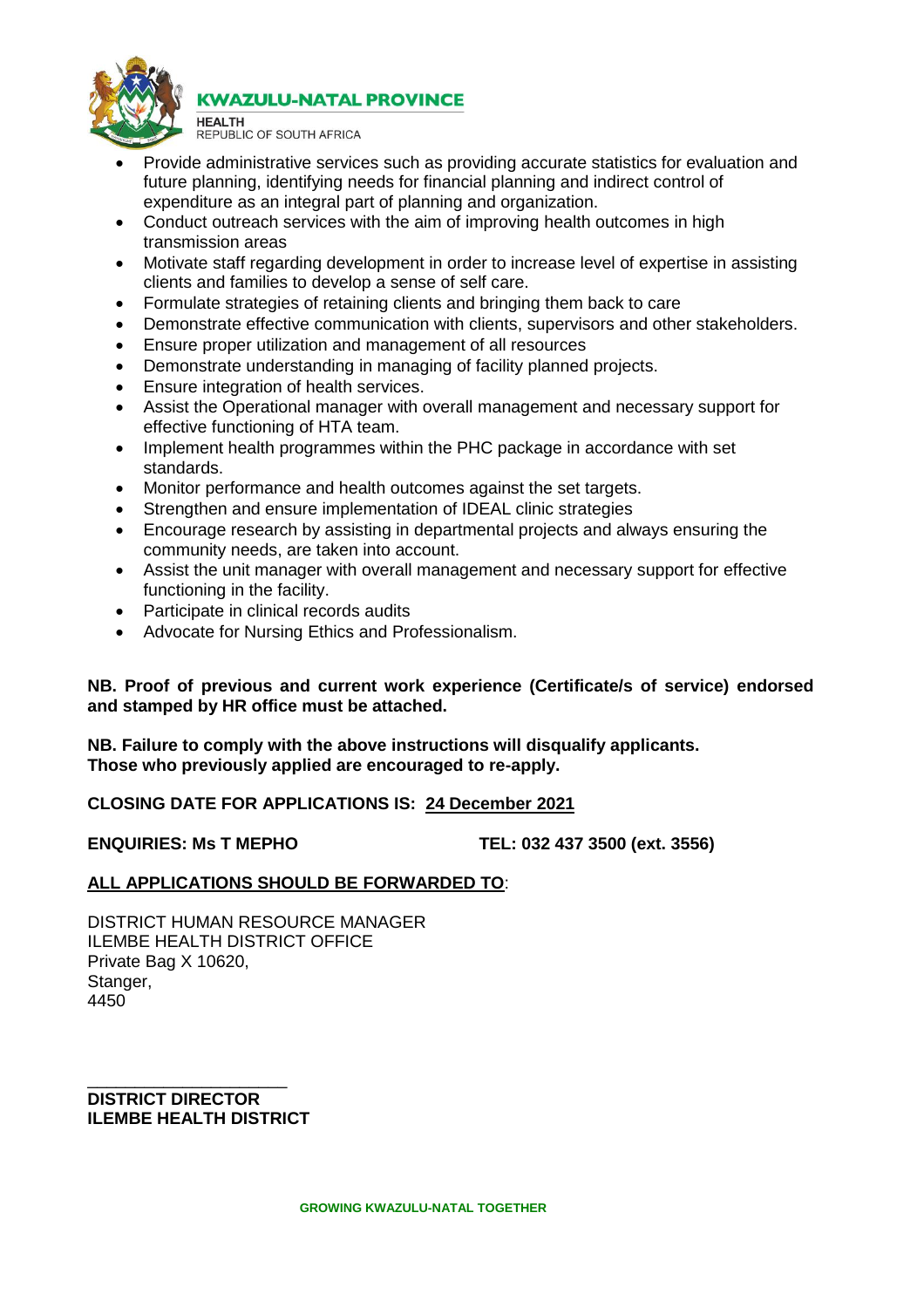- Provide administrative services such as providing accurate statistics for evaluation and future planning, identifying needs for financial planning and indirect control of expenditure as an integral part of planning and organization.
- Conduct outreach services with the aim of improving health outcomes in high transmission areas
- Motivate staff regarding development in order to increase level of expertise in assisting clients and families to develop a sense of self care.
- Formulate strategies of retaining clients and bringing them back to care
- Demonstrate effective communication with clients, supervisors and other stakeholders.
- Ensure proper utilization and management of all resources
- Demonstrate understanding in managing of facility planned projects.
- Ensure integration of health services.
- Assist the Operational manager with overall management and necessary support for effective functioning of HTA team.
- Implement health programmes within the PHC package in accordance with set standards.
- Monitor performance and health outcomes against the set targets.
- Strengthen and ensure implementation of IDEAL clinic strategies
- Encourage research by assisting in departmental projects and always ensuring the community needs, are taken into account.
- Assist the unit manager with overall management and necessary support for effective functioning in the facility.
- Participate in clinical records audits
- Advocate for Nursing Ethics and Professionalism.

**NB. Proof of previous and current work experience (Certificate/s of service) endorsed and stamped by HR office must be attached.**

**NB. Failure to comply with the above instructions will disqualify applicants. Those who previously applied are encouraged to re-apply.**

**CLOSING DATE FOR APPLICATIONS IS: 24 December 2021**

**ENQUIRIES: Ms T MEPHO** **TEL: 032 437 3500 (ext. 3556)**

**ALL APPLICATIONS SHOULD BE FORWARDED TO**:

DISTRICT HUMAN RESOURCE MANAGER
ILEMBE HEALTH DISTRICT OFFICE
Private Bag X 10620,
Stanger,
4450

______________________
**DISTRICT DIRECTOR**
**ILEMBE HEALTH DISTRICT**